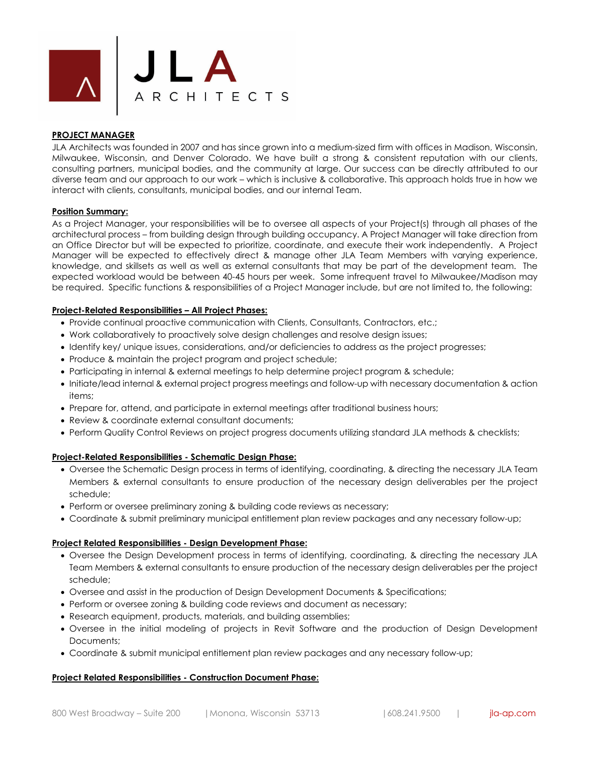JLA ARCHITECTS

## PROJECT MANAGER

JLA Architects was founded in 2007 and has since grown into a medium-sized firm with offices in Madison, Wisconsin, Milwaukee, Wisconsin, and Denver Colorado. We have built a strong & consistent reputation with our clients, consulting partners, municipal bodies, and the community at large. Our success can be directly attributed to our diverse team and our approach to our work – which is inclusive & collaborative. This approach holds true in how we interact with clients, consultants, municipal bodies, and our internal Team.

### Position Summary:

As a Project Manager, your responsibilities will be to oversee all aspects of your Project(s) through all phases of the architectural process – from building design through building occupancy. A Project Manager will take direction from an Office Director but will be expected to prioritize, coordinate, and execute their work independently. A Project Manager will be expected to effectively direct & manage other JLA Team Members with varying experience, knowledge, and skillsets as well as well as external consultants that may be part of the development team. The expected workload would be between 40-45 hours per week. Some infrequent travel to Milwaukee/Madison may be required. Specific functions & responsibilities of a Project Manager include, but are not limited to, the following:

### Project-Related Responsibilities – All Project Phases:

- Provide continual proactive communication with Clients, Consultants, Contractors, etc.;
- Work collaboratively to proactively solve design challenges and resolve design issues;
- Identify key/ unique issues, considerations, and/or deficiencies to address as the project progresses;
- Produce & maintain the project program and project schedule;
- Participating in internal & external meetings to help determine project program & schedule;
- Initiate/lead internal & external project progress meetings and follow-up with necessary documentation & action items;
- Prepare for, attend, and participate in external meetings after traditional business hours;
- Review & coordinate external consultant documents;
- Perform Quality Control Reviews on project progress documents utilizing standard JLA methods & checklists;

### Project-Related Responsibilities - Schematic Design Phase:

- Oversee the Schematic Design process in terms of identifying, coordinating, & directing the necessary JLA Team Members & external consultants to ensure production of the necessary design deliverables per the project schedule;
- Perform or oversee preliminary zoning & building code reviews as necessary;
- Coordinate & submit preliminary municipal entitlement plan review packages and any necessary follow-up;

### Project Related Responsibilities - Design Development Phase:

- Oversee the Design Development process in terms of identifying, coordinating, & directing the necessary JLA Team Members & external consultants to ensure production of the necessary design deliverables per the project schedule;
- Oversee and assist in the production of Design Development Documents & Specifications;
- Perform or oversee zoning & building code reviews and document as necessary;
- Research equipment, products, materials, and building assemblies;
- Oversee in the initial modeling of projects in Revit Software and the production of Design Development Documents;
- Coordinate & submit municipal entitlement plan review packages and any necessary follow-up;

### Project Related Responsibilities - Construction Document Phase: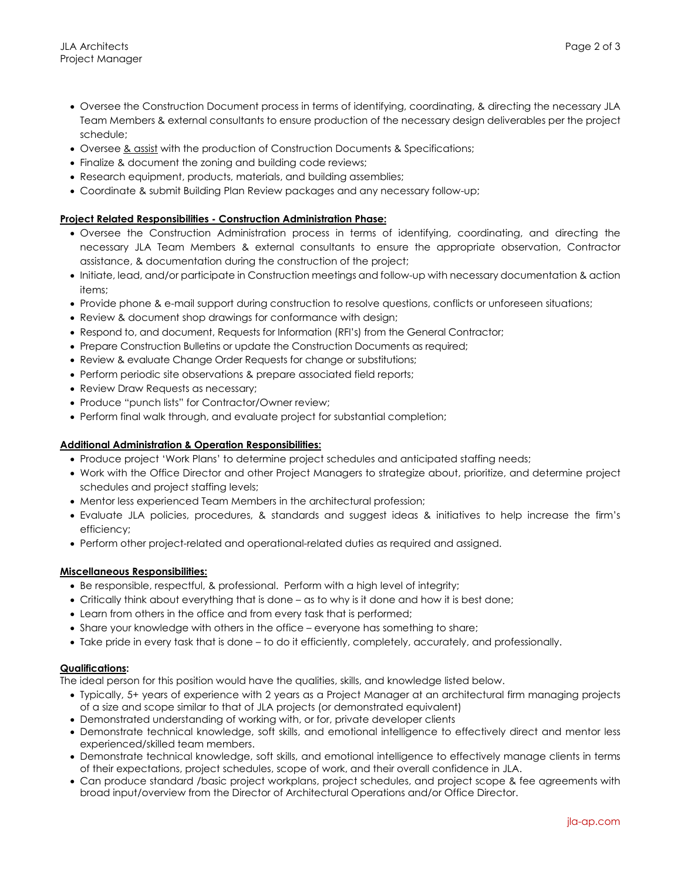- Oversee the Construction Document process in terms of identifying, coordinating, & directing the necessary JLA Team Members & external consultants to ensure production of the necessary design deliverables per the project schedule;
- Oversee <u>& assist</u> with the production of Construction Documents & Specifications;
- Finalize & document the zoning and building code reviews;
- Research equipment, products, materials, and building assemblies;
- Coordinate & submit Building Plan Review packages and any necessary follow-up;

**<u>Project Related Responsibilities - Construction Administration Phase:</u>**

- Oversee the Construction Administration process in terms of identifying, coordinating, and directing the necessary JLA Team Members & external consultants to ensure the appropriate observation, Contractor assistance, & documentation during the construction of the project;
- Initiate, lead, and/or participate in Construction meetings and follow-up with necessary documentation & action items;
- Provide phone & e-mail support during construction to resolve questions, conflicts or unforeseen situations;
- Review & document shop drawings for conformance with design;
- Respond to, and document, Requests for Information (RFI's) from the General Contractor;
- Prepare Construction Bulletins or update the Construction Documents as required;
- Review & evaluate Change Order Requests for change or substitutions;
- Perform periodic site observations & prepare associated field reports;
- Review Draw Requests as necessary;
- Produce "punch lists" for Contractor/Owner review;
- Perform final walk through, and evaluate project for substantial completion;

**<u>Additional Administration & Operation Responsibilities:</u>**

- Produce project 'Work Plans' to determine project schedules and anticipated staffing needs;
- Work with the Office Director and other Project Managers to strategize about, prioritize, and determine project schedules and project staffing levels;
- Mentor less experienced Team Members in the architectural profession;
- Evaluate JLA policies, procedures, & standards and suggest ideas & initiatives to help increase the firm's efficiency;
- Perform other project-related and operational-related duties as required and assigned.

**<u>Miscellaneous Responsibilities:</u>**

- Be responsible, respectful, & professional. Perform with a high level of integrity;
- Critically think about everything that is done – as to why is it done and how it is best done;
- Learn from others in the office and from every task that is performed;
- Share your knowledge with others in the office – everyone has something to share;
- Take pride in every task that is done – to do it efficiently, completely, accurately, and professionally.

**<u>Qualifications</u>:**

The ideal person for this position would have the qualities, skills, and knowledge listed below.

- Typically, 5+ years of experience with 2 years as a Project Manager at an architectural firm managing projects of a size and scope similar to that of JLA projects (or demonstrated equivalent)
- Demonstrated understanding of working with, or for, private developer clients
- Demonstrate technical knowledge, soft skills, and emotional intelligence to effectively direct and mentor less experienced/skilled team members.
- Demonstrate technical knowledge, soft skills, and emotional intelligence to effectively manage clients in terms of their expectations, project schedules, scope of work, and their overall confidence in JLA.
- Can produce standard /basic project workplans, project schedules, and project scope & fee agreements with broad input/overview from the Director of Architectural Operations and/or Office Director.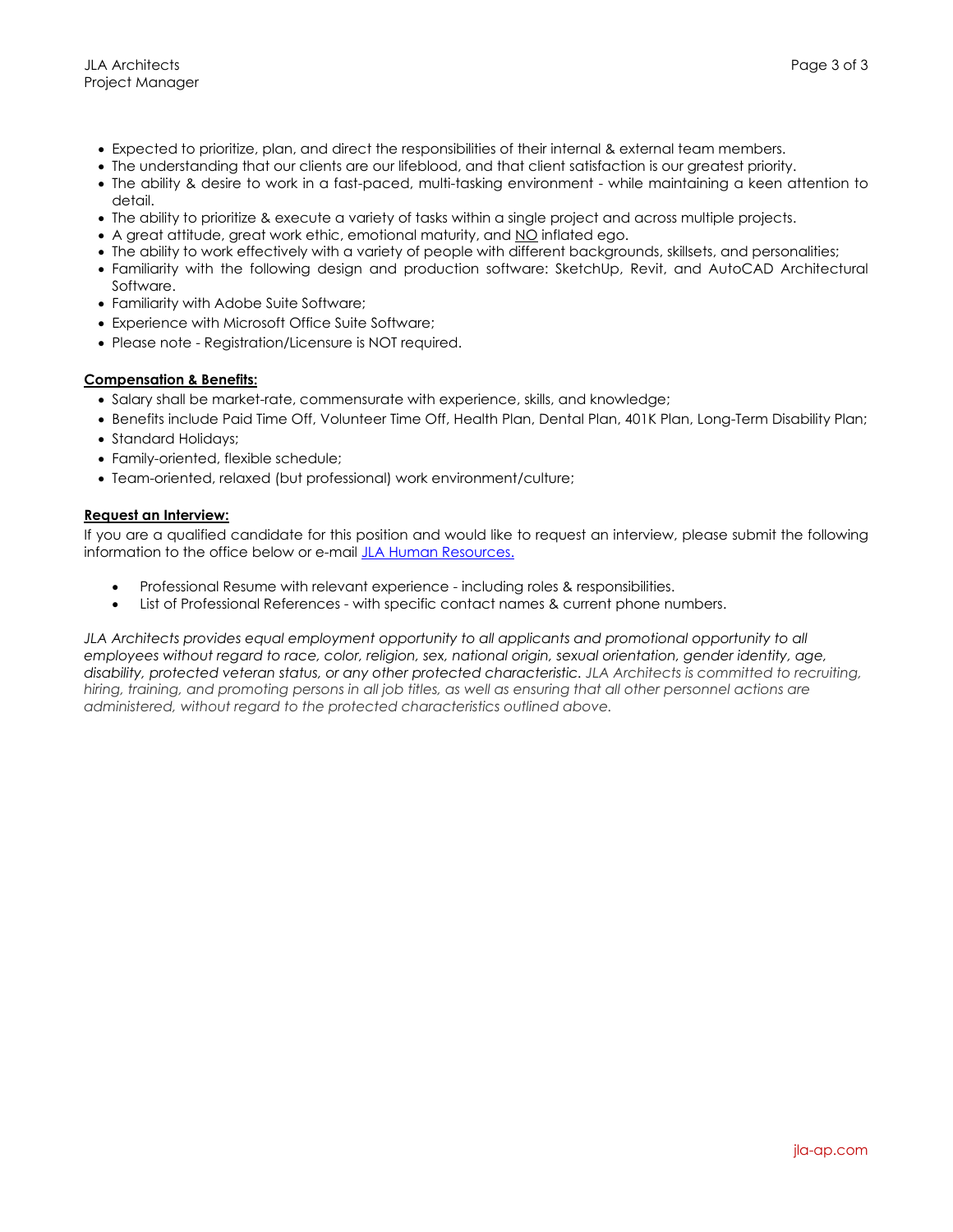- Expected to prioritize, plan, and direct the responsibilities of their internal & external team members.
- The understanding that our clients are our lifeblood, and that client satisfaction is our greatest priority.
- The ability & desire to work in a fast-paced, multi-tasking environment - while maintaining a keen attention to detail.
- The ability to prioritize & execute a variety of tasks within a single project and across multiple projects.
- A great attitude, great work ethic, emotional maturity, and NO inflated ego.
- The ability to work effectively with a variety of people with different backgrounds, skillsets, and personalities;
- Familiarity with the following design and production software: SketchUp, Revit, and AutoCAD Architectural Software.
- Familiarity with Adobe Suite Software;
- Experience with Microsoft Office Suite Software;
- Please note - Registration/Licensure is NOT required.

**Compensation & Benefits:**

- Salary shall be market-rate, commensurate with experience, skills, and knowledge;
- Benefits include Paid Time Off, Volunteer Time Off, Health Plan, Dental Plan, 401K Plan, Long-Term Disability Plan;
- Standard Holidays;
- Family-oriented, flexible schedule;
- Team-oriented, relaxed (but professional) work environment/culture;

**Request an Interview:**

If you are a qualified candidate for this position and would like to request an interview, please submit the following information to the office below or e-mail JLA Human Resources.

- Professional Resume with relevant experience - including roles & responsibilities.
- List of Professional References - with specific contact names & current phone numbers.

*JLA Architects provides equal employment opportunity to all applicants and promotional opportunity to all employees without regard to race, color, religion, sex, national origin, sexual orientation, gender identity, age, disability, protected veteran status, or any other protected characteristic. JLA Architects is committed to recruiting, hiring, training, and promoting persons in all job titles, as well as ensuring that all other personnel actions are administered, without regard to the protected characteristics outlined above.*

jla-ap.com